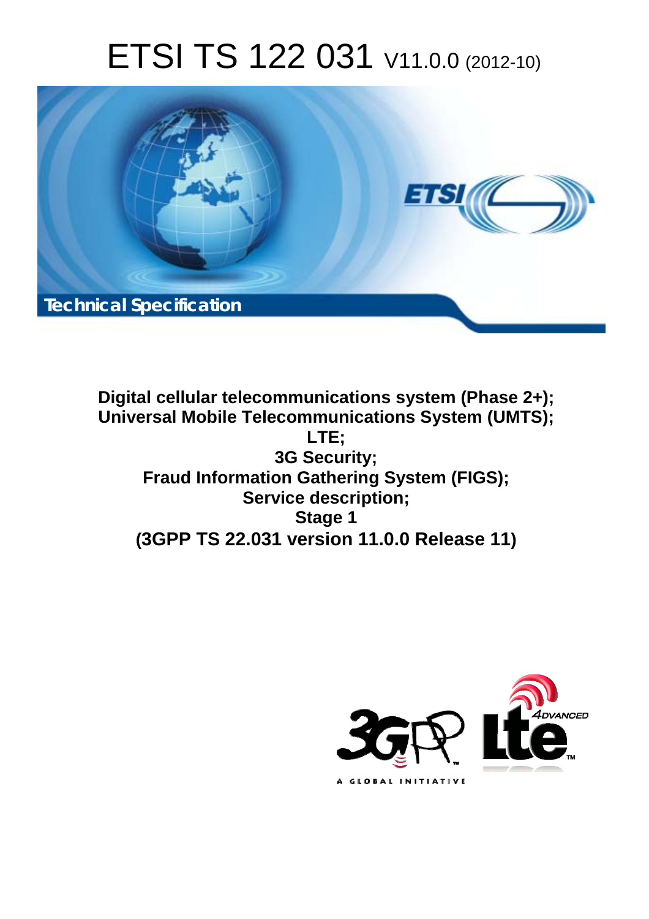# ETSI TS 122 031 V11.0.0 (2012-10)

Technical Specification

**Digital cellular telecommunications system (Phase 2+);**
**Universal Mobile Telecommunications System (UMTS);**
**LTE;**
**3G Security;**
**Fraud Information Gathering System (FIGS);**
**Service description;**
**Stage 1**
**(3GPP TS 22.031 version 11.0.0 Release 11)**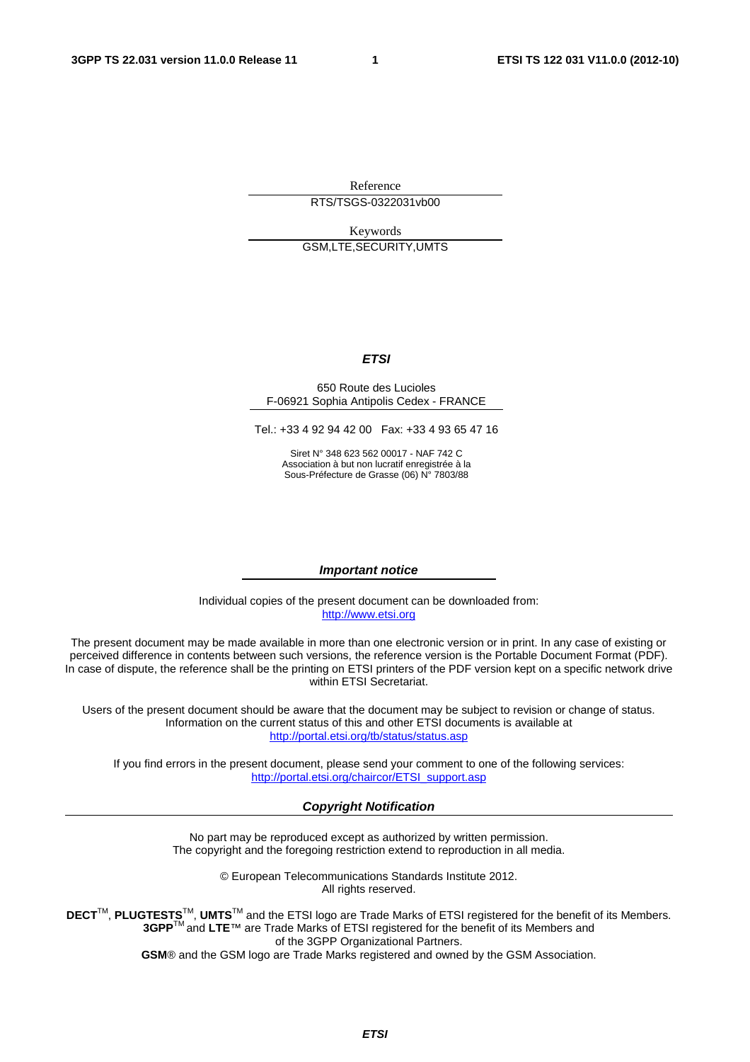Reference

RTS/TSGS-0322031vb00

Keywords

GSM,LTE,SECURITY,UMTS

***ETSI***

650 Route des Lucioles
F-06921 Sophia Antipolis Cedex - FRANCE

Tel.: +33 4 92 94 42 00 Fax: +33 4 93 65 47 16

Siret N° 348 623 562 00017 - NAF 742 C
Association à but non lucratif enregistrée à la
Sous-Préfecture de Grasse (06) N° 7803/88

***Important notice***

Individual copies of the present document can be downloaded from:
http://www.etsi.org

The present document may be made available in more than one electronic version or in print. In any case of existing or perceived difference in contents between such versions, the reference version is the Portable Document Format (PDF). In case of dispute, the reference shall be the printing on ETSI printers of the PDF version kept on a specific network drive within ETSI Secretariat.

Users of the present document should be aware that the document may be subject to revision or change of status. Information on the current status of this and other ETSI documents is available at
http://portal.etsi.org/tb/status/status.asp

If you find errors in the present document, please send your comment to one of the following services:
http://portal.etsi.org/chaircor/ETSI_support.asp

***Copyright Notification***

No part may be reproduced except as authorized by written permission.
The copyright and the foregoing restriction extend to reproduction in all media.

© European Telecommunications Standards Institute 2012.
All rights reserved.

**DECT**™, **PLUGTESTS**™, **UMTS**™ and the ETSI logo are Trade Marks of ETSI registered for the benefit of its Members.
**3GPP**™ and **LTE**™ are Trade Marks of ETSI registered for the benefit of its Members and
of the 3GPP Organizational Partners.
**GSM**® and the GSM logo are Trade Marks registered and owned by the GSM Association.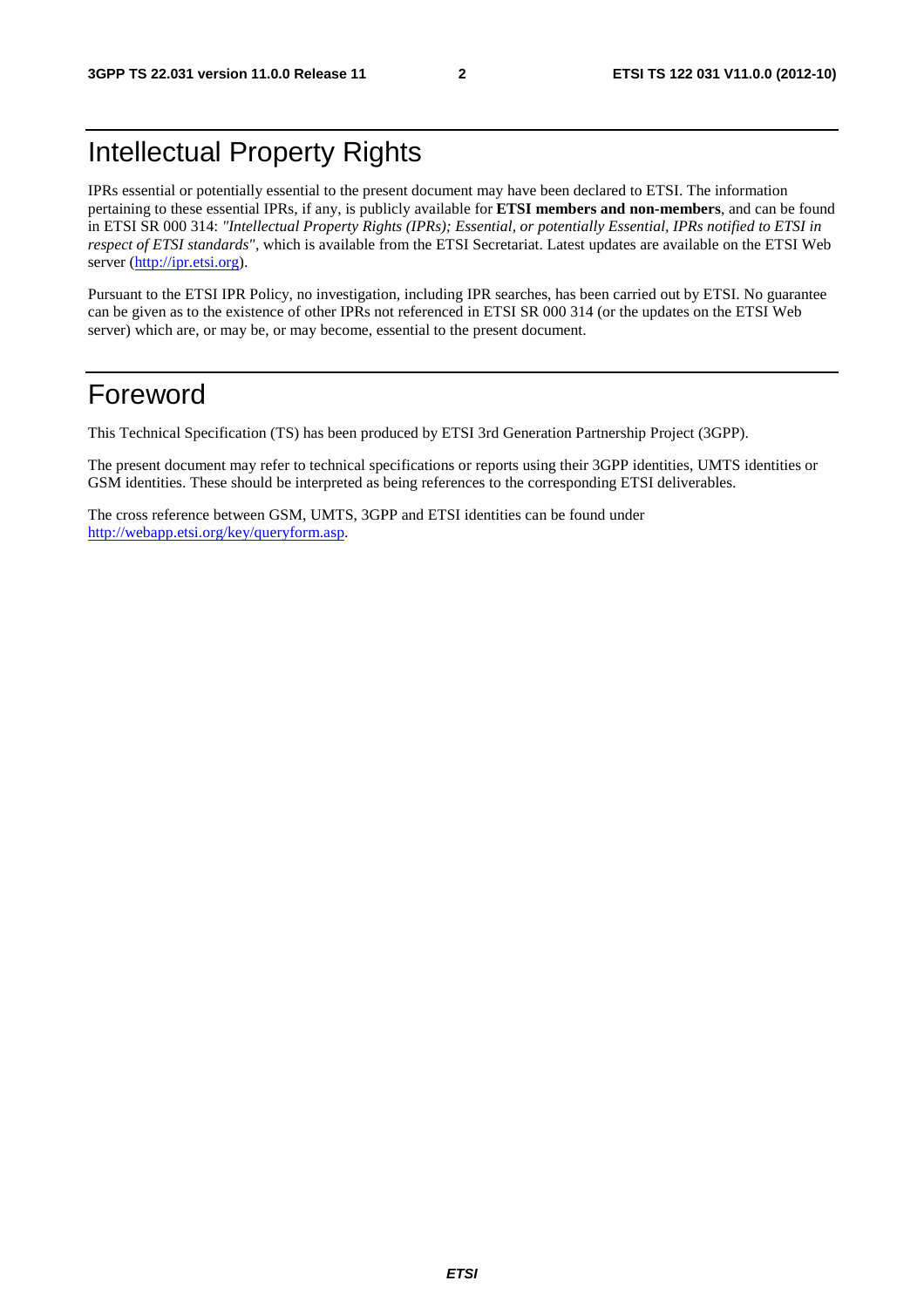# Intellectual Property Rights

IPRs essential or potentially essential to the present document may have been declared to ETSI. The information pertaining to these essential IPRs, if any, is publicly available for **ETSI members and non-members**, and can be found in ETSI SR 000 314: *"Intellectual Property Rights (IPRs); Essential, or potentially Essential, IPRs notified to ETSI in respect of ETSI standards"*, which is available from the ETSI Secretariat. Latest updates are available on the ETSI Web server (http://ipr.etsi.org).

Pursuant to the ETSI IPR Policy, no investigation, including IPR searches, has been carried out by ETSI. No guarantee can be given as to the existence of other IPRs not referenced in ETSI SR 000 314 (or the updates on the ETSI Web server) which are, or may be, or may become, essential to the present document.

# Foreword

This Technical Specification (TS) has been produced by ETSI 3rd Generation Partnership Project (3GPP).

The present document may refer to technical specifications or reports using their 3GPP identities, UMTS identities or GSM identities. These should be interpreted as being references to the corresponding ETSI deliverables.

The cross reference between GSM, UMTS, 3GPP and ETSI identities can be found under http://webapp.etsi.org/key/queryform.asp.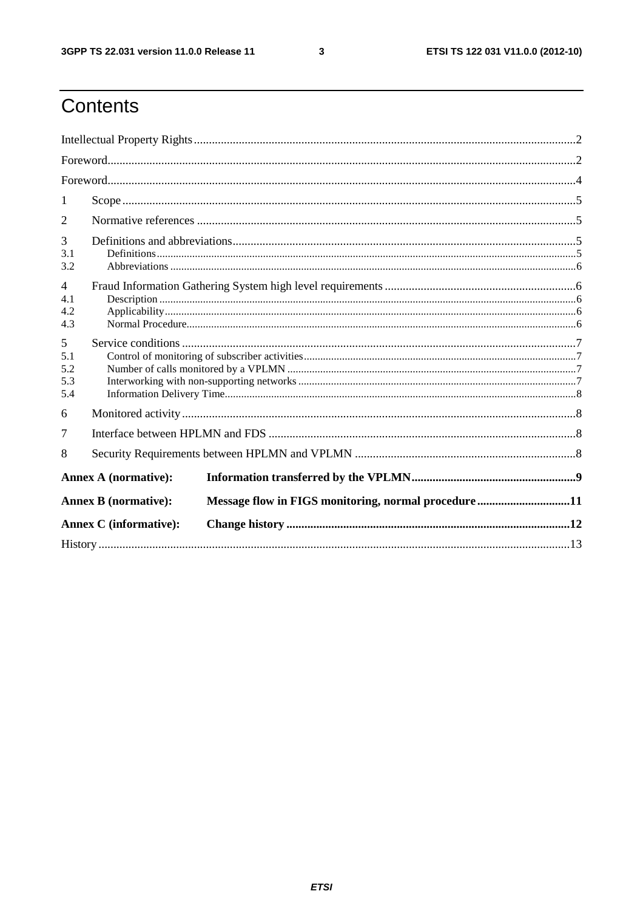# Contents

Intellectual Property Rights ..... 2

Foreword ..... 2

Foreword ..... 4

1 Scope ..... 5

2 Normative references ..... 5

3 Definitions and abbreviations ..... 5

3.1 Definitions ..... 5

3.2 Abbreviations ..... 6

4 Fraud Information Gathering System high level requirements ..... 6

4.1 Description ..... 6

4.2 Applicability ..... 6

4.3 Normal Procedure ..... 6

5 Service conditions ..... 7

5.1 Control of monitoring of subscriber activities ..... 7

5.2 Number of calls monitored by a VPLMN ..... 7

5.3 Interworking with non-supporting networks ..... 7

5.4 Information Delivery Time ..... 8

6 Monitored activity ..... 8

7 Interface between HPLMN and FDS ..... 8

8 Security Requirements between HPLMN and VPLMN ..... 8

**Annex A (normative): Information transferred by the VPLMN ..... 9**

**Annex B (normative): Message flow in FIGS monitoring, normal procedure ..... 11**

**Annex C (informative): Change history ..... 12**

History ..... 13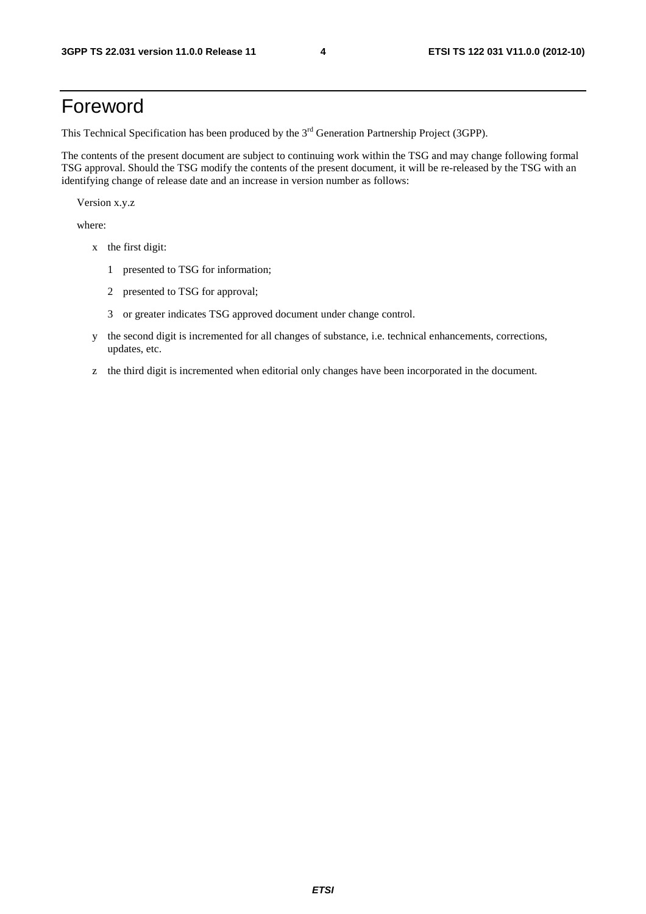# Foreword

This Technical Specification has been produced by the 3rd Generation Partnership Project (3GPP).

The contents of the present document are subject to continuing work within the TSG and may change following formal TSG approval. Should the TSG modify the contents of the present document, it will be re-released by the TSG with an identifying change of release date and an increase in version number as follows:

Version x.y.z

where:

- x the first digit:
  - 1 presented to TSG for information;
  - 2 presented to TSG for approval;
  - 3 or greater indicates TSG approved document under change control.
- y the second digit is incremented for all changes of substance, i.e. technical enhancements, corrections, updates, etc.
- z the third digit is incremented when editorial only changes have been incorporated in the document.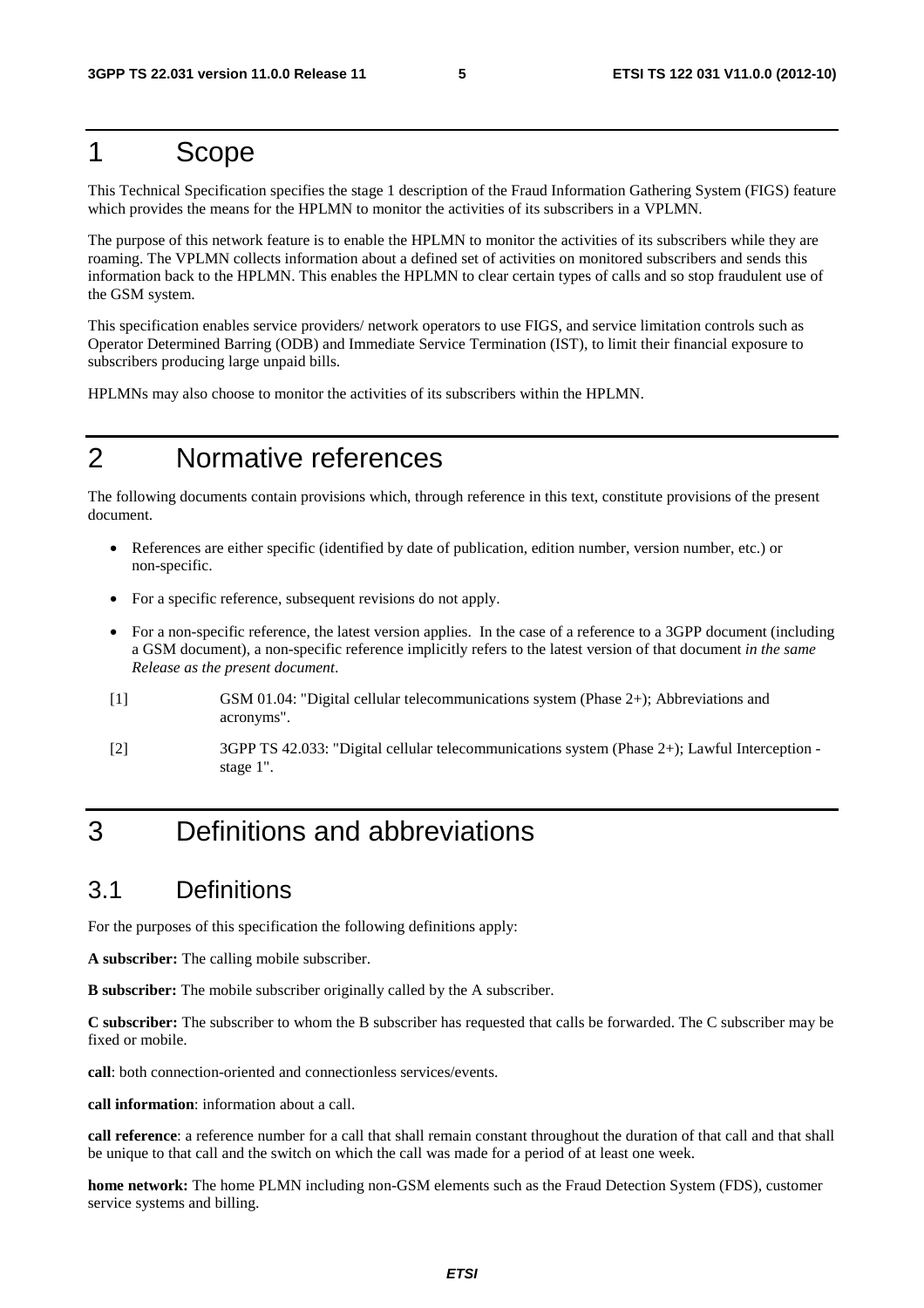# 1 Scope

This Technical Specification specifies the stage 1 description of the Fraud Information Gathering System (FIGS) feature which provides the means for the HPLMN to monitor the activities of its subscribers in a VPLMN.

The purpose of this network feature is to enable the HPLMN to monitor the activities of its subscribers while they are roaming. The VPLMN collects information about a defined set of activities on monitored subscribers and sends this information back to the HPLMN. This enables the HPLMN to clear certain types of calls and so stop fraudulent use of the GSM system.

This specification enables service providers/ network operators to use FIGS, and service limitation controls such as Operator Determined Barring (ODB) and Immediate Service Termination (IST), to limit their financial exposure to subscribers producing large unpaid bills.

HPLMNs may also choose to monitor the activities of its subscribers within the HPLMN.

# 2 Normative references

The following documents contain provisions which, through reference in this text, constitute provisions of the present document.

- References are either specific (identified by date of publication, edition number, version number, etc.) or non-specific.
- For a specific reference, subsequent revisions do not apply.
- For a non-specific reference, the latest version applies. In the case of a reference to a 3GPP document (including a GSM document), a non-specific reference implicitly refers to the latest version of that document *in the same Release as the present document*.

[1] GSM 01.04: "Digital cellular telecommunications system (Phase 2+); Abbreviations and acronyms".

[2] 3GPP TS 42.033: "Digital cellular telecommunications system (Phase 2+); Lawful Interception - stage 1".

# 3 Definitions and abbreviations

## 3.1 Definitions

For the purposes of this specification the following definitions apply:

**A subscriber:** The calling mobile subscriber.

**B subscriber:** The mobile subscriber originally called by the A subscriber.

**C subscriber:** The subscriber to whom the B subscriber has requested that calls be forwarded. The C subscriber may be fixed or mobile.

**call**: both connection-orientated and connectionless services/events.

**call information**: information about a call.

**call reference**: a reference number for a call that shall remain constant throughout the duration of that call and that shall be unique to that call and the switch on which the call was made for a period of at least one week.

**home network:** The home PLMN including non-GSM elements such as the Fraud Detection System (FDS), customer service systems and billing.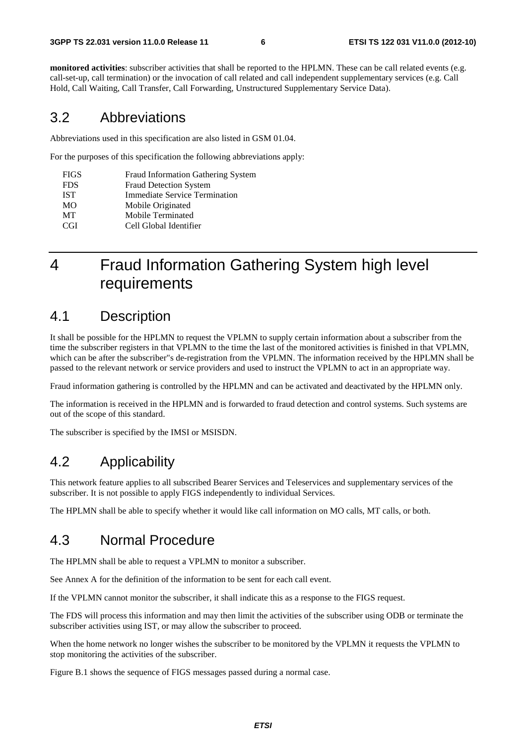**monitored activities**: subscriber activities that shall be reported to the HPLMN. These can be call related events (e.g. call-set-up, call termination) or the invocation of call related and call independent supplementary services (e.g. Call Hold, Call Waiting, Call Transfer, Call Forwarding, Unstructured Supplementary Service Data).

## 3.2 Abbreviations

Abbreviations used in this specification are also listed in GSM 01.04.

For the purposes of this specification the following abbreviations apply:

FIGS Fraud Information Gathering System
FDS Fraud Detection System
IST Immediate Service Termination
MO Mobile Originated
MT Mobile Terminated
CGI Cell Global Identifier

# 4 Fraud Information Gathering System high level requirements

## 4.1 Description

It shall be possible for the HPLMN to request the VPLMN to supply certain information about a subscriber from the time the subscriber registers in that VPLMN to the time the last of the monitored activities is finished in that VPLMN, which can be after the subscriber"s de-registration from the VPLMN. The information received by the HPLMN shall be passed to the relevant network or service providers and used to instruct the VPLMN to act in an appropriate way.

Fraud information gathering is controlled by the HPLMN and can be activated and deactivated by the HPLMN only.

The information is received in the HPLMN and is forwarded to fraud detection and control systems. Such systems are out of the scope of this standard.

The subscriber is specified by the IMSI or MSISDN.

## 4.2 Applicability

This network feature applies to all subscribed Bearer Services and Teleservices and supplementary services of the subscriber. It is not possible to apply FIGS independently to individual Services.

The HPLMN shall be able to specify whether it would like call information on MO calls, MT calls, or both.

## 4.3 Normal Procedure

The HPLMN shall be able to request a VPLMN to monitor a subscriber.

See Annex A for the definition of the information to be sent for each call event.

If the VPLMN cannot monitor the subscriber, it shall indicate this as a response to the FIGS request.

The FDS will process this information and may then limit the activities of the subscriber using ODB or terminate the subscriber activities using IST, or may allow the subscriber to proceed.

When the home network no longer wishes the subscriber to be monitored by the VPLMN it requests the VPLMN to stop monitoring the activities of the subscriber.

Figure B.1 shows the sequence of FIGS messages passed during a normal case.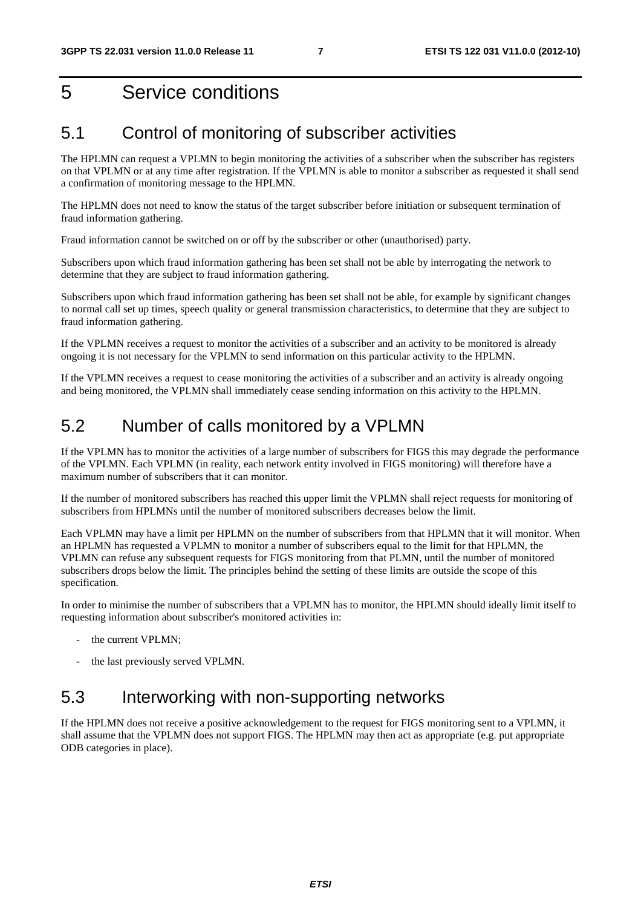# 5 Service conditions

## 5.1 Control of monitoring of subscriber activities

The HPLMN can request a VPLMN to begin monitoring the activities of a subscriber when the subscriber has registers on that VPLMN or at any time after registration. If the VPLMN is able to monitor a subscriber as requested it shall send a confirmation of monitoring message to the HPLMN.

The HPLMN does not need to know the status of the target subscriber before initiation or subsequent termination of fraud information gathering.

Fraud information cannot be switched on or off by the subscriber or other (unauthorised) party.

Subscribers upon which fraud information gathering has been set shall not be able by interrogating the network to determine that they are subject to fraud information gathering.

Subscribers upon which fraud information gathering has been set shall not be able, for example by significant changes to normal call set up times, speech quality or general transmission characteristics, to determine that they are subject to fraud information gathering.

If the VPLMN receives a request to monitor the activities of a subscriber and an activity to be monitored is already ongoing it is not necessary for the VPLMN to send information on this particular activity to the HPLMN.

If the VPLMN receives a request to cease monitoring the activities of a subscriber and an activity is already ongoing and being monitored, the VPLMN shall immediately cease sending information on this activity to the HPLMN.

## 5.2 Number of calls monitored by a VPLMN

If the VPLMN has to monitor the activities of a large number of subscribers for FIGS this may degrade the performance of the VPLMN. Each VPLMN (in reality, each network entity involved in FIGS monitoring) will therefore have a maximum number of subscribers that it can monitor.

If the number of monitored subscribers has reached this upper limit the VPLMN shall reject requests for monitoring of subscribers from HPLMNs until the number of monitored subscribers decreases below the limit.

Each VPLMN may have a limit per HPLMN on the number of subscribers from that HPLMN that it will monitor. When an HPLMN has requested a VPLMN to monitor a number of subscribers equal to the limit for that HPLMN, the VPLMN can refuse any subsequent requests for FIGS monitoring from that PLMN, until the number of monitored subscribers drops below the limit. The principles behind the setting of these limits are outside the scope of this specification.

In order to minimise the number of subscribers that a VPLMN has to monitor, the HPLMN should ideally limit itself to requesting information about subscriber's monitored activities in:

- the current VPLMN;
- the last previously served VPLMN.

## 5.3 Interworking with non-supporting networks

If the HPLMN does not receive a positive acknowledgement to the request for FIGS monitoring sent to a VPLMN, it shall assume that the VPLMN does not support FIGS. The HPLMN may then act as appropriate (e.g. put appropriate ODB categories in place).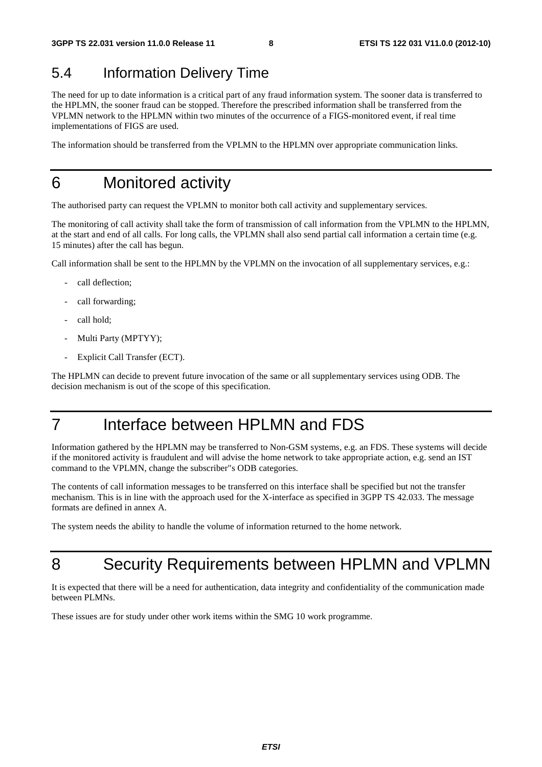## 5.4 Information Delivery Time

The need for up to date information is a critical part of any fraud information system. The sooner data is transferred to the HPLMN, the sooner fraud can be stopped. Therefore the prescribed information shall be transferred from the VPLMN network to the HPLMN within two minutes of the occurrence of a FIGS-monitored event, if real time implementations of FIGS are used.

The information should be transferred from the VPLMN to the HPLMN over appropriate communication links.

# 6 Monitored activity

The authorised party can request the VPLMN to monitor both call activity and supplementary services.

The monitoring of call activity shall take the form of transmission of call information from the VPLMN to the HPLMN, at the start and end of all calls. For long calls, the VPLMN shall also send partial call information a certain time (e.g. 15 minutes) after the call has begun.

Call information shall be sent to the HPLMN by the VPLMN on the invocation of all supplementary services, e.g.:

- call deflection;
- call forwarding;
- call hold;
- Multi Party (MPTYY);
- Explicit Call Transfer (ECT).

The HPLMN can decide to prevent future invocation of the same or all supplementary services using ODB. The decision mechanism is out of the scope of this specification.

# 7 Interface between HPLMN and FDS

Information gathered by the HPLMN may be transferred to Non-GSM systems, e.g. an FDS. These systems will decide if the monitored activity is fraudulent and will advise the home network to take appropriate action, e.g. send an IST command to the VPLMN, change the subscriber"s ODB categories.

The contents of call information messages to be transferred on this interface shall be specified but not the transfer mechanism. This is in line with the approach used for the X-interface as specified in 3GPP TS 42.033. The message formats are defined in annex A.

The system needs the ability to handle the volume of information returned to the home network.

# 8 Security Requirements between HPLMN and VPLMN

It is expected that there will be a need for authentication, data integrity and confidentiality of the communication made between PLMNs.

These issues are for study under other work items within the SMG 10 work programme.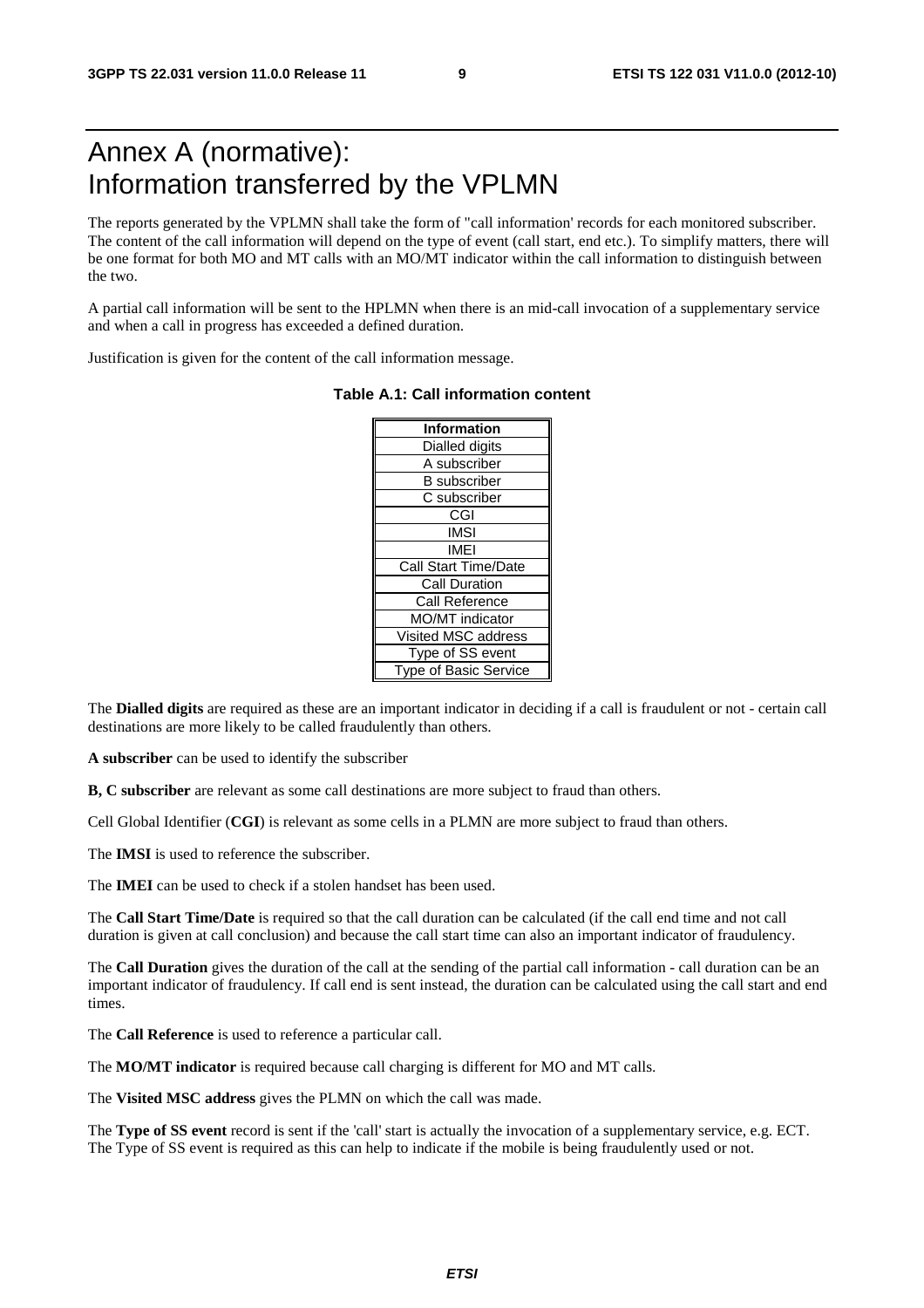# Annex A (normative): Information transferred by the VPLMN

The reports generated by the VPLMN shall take the form of "call information' records for each monitored subscriber. The content of the call information will depend on the type of event (call start, end etc.). To simplify matters, there will be one format for both MO and MT calls with an MO/MT indicator within the call information to distinguish between the two.

A partial call information will be sent to the HPLMN when there is an mid-call invocation of a supplementary service and when a call in progress has exceeded a defined duration.

Justification is given for the content of the call information message.

**Table A.1: Call information content**

| Information |
|---|
| Dialled digits |
| A subscriber |
| B subscriber |
| C subscriber |
| CGI |
| IMSI |
| IMEI |
| Call Start Time/Date |
| Call Duration |
| Call Reference |
| MO/MT indicator |
| Visited MSC address |
| Type of SS event |
| Type of Basic Service |

The **Dialled digits** are required as these are an important indicator in deciding if a call is fraudulent or not - certain call destinations are more likely to be called fraudulently than others.

**A subscriber** can be used to identify the subscriber

**B, C subscriber** are relevant as some call destinations are more subject to fraud than others.

Cell Global Identifier (**CGI**) is relevant as some cells in a PLMN are more subject to fraud than others.

The **IMSI** is used to reference the subscriber.

The **IMEI** can be used to check if a stolen handset has been used.

The **Call Start Time/Date** is required so that the call duration can be calculated (if the call end time and not call duration is given at call conclusion) and because the call start time can also an important indicator of fraudulency.

The **Call Duration** gives the duration of the call at the sending of the partial call information - call duration can be an important indicator of fraudulency. If call end is sent instead, the duration can be calculated using the call start and end times.

The **Call Reference** is used to reference a particular call.

The **MO/MT indicator** is required because call charging is different for MO and MT calls.

The **Visited MSC address** gives the PLMN on which the call was made.

The **Type of SS event** record is sent if the 'call' start is actually the invocation of a supplementary service, e.g. ECT. The Type of SS event is required as this can help to indicate if the mobile is being fraudulently used or not.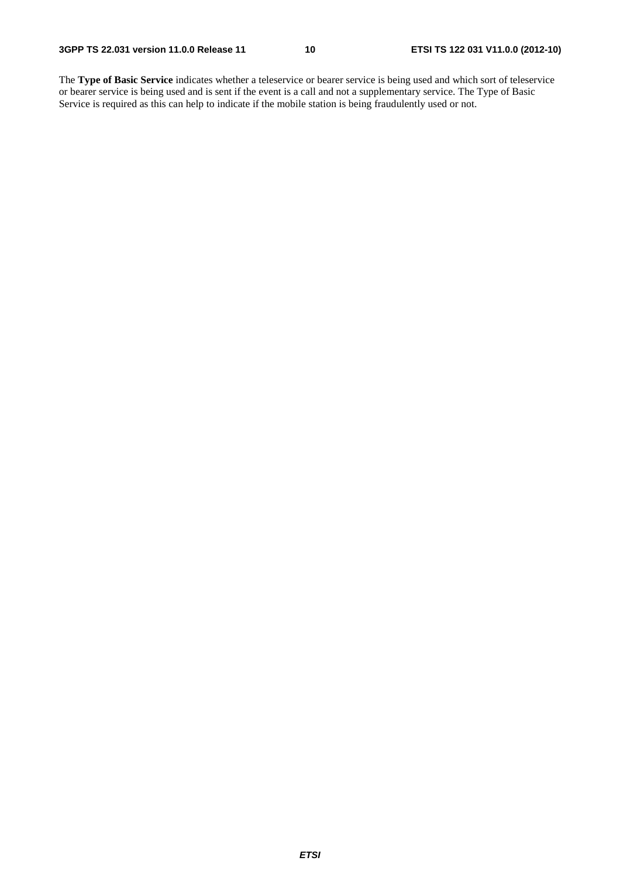The **Type of Basic Service** indicates whether a teleservice or bearer service is being used and which sort of teleservice or bearer service is being used and is sent if the event is a call and not a supplementary service. The Type of Basic Service is required as this can help to indicate if the mobile station is being fraudulently used or not.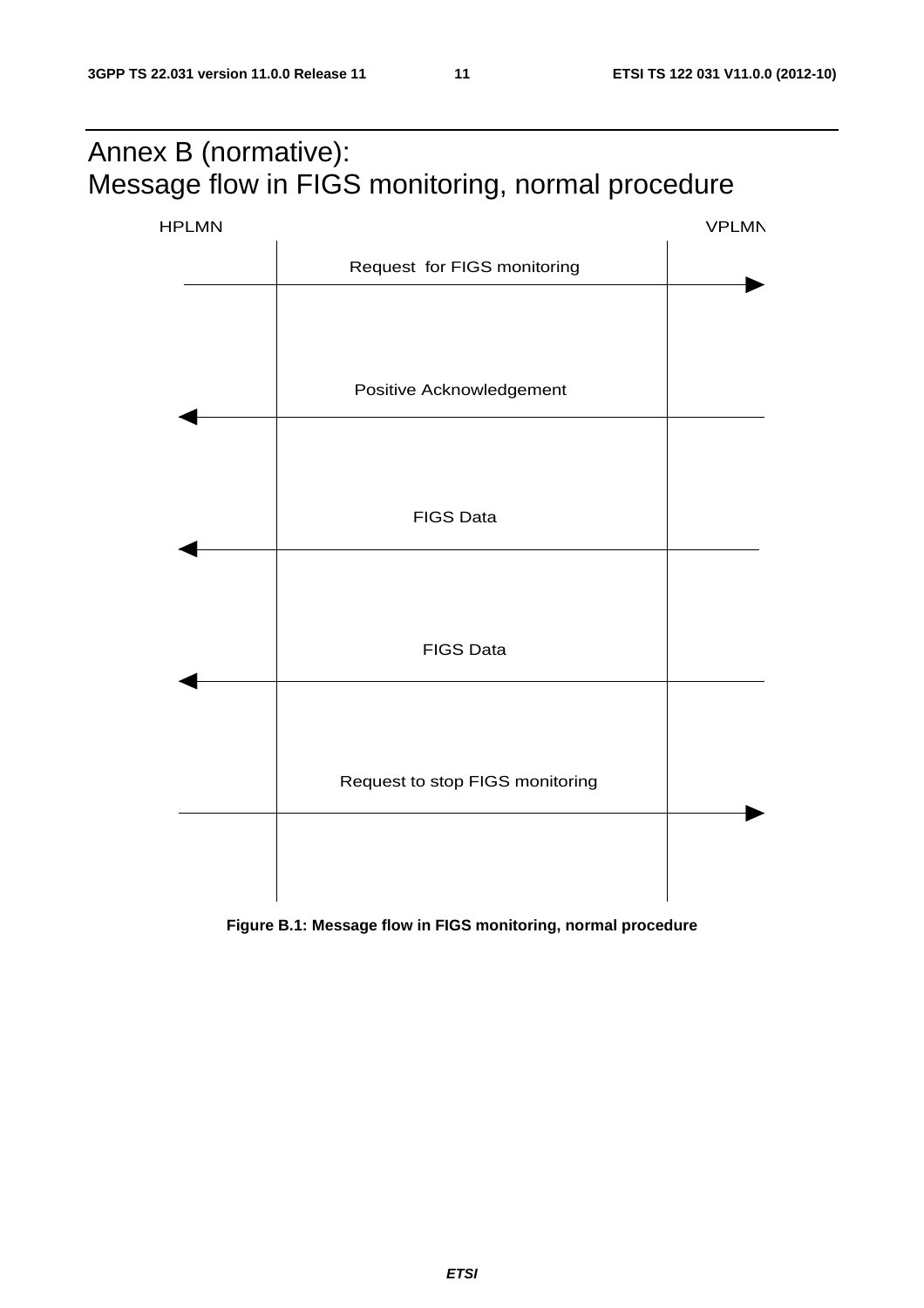# Annex B (normative): Message flow in FIGS monitoring, normal procedure

HPLMN VPLMN

Request for FIGS monitoring

Positive Acknowledgement

FIGS Data

FIGS Data

Request to stop FIGS monitoring

**Figure B.1: Message flow in FIGS monitoring, normal procedure**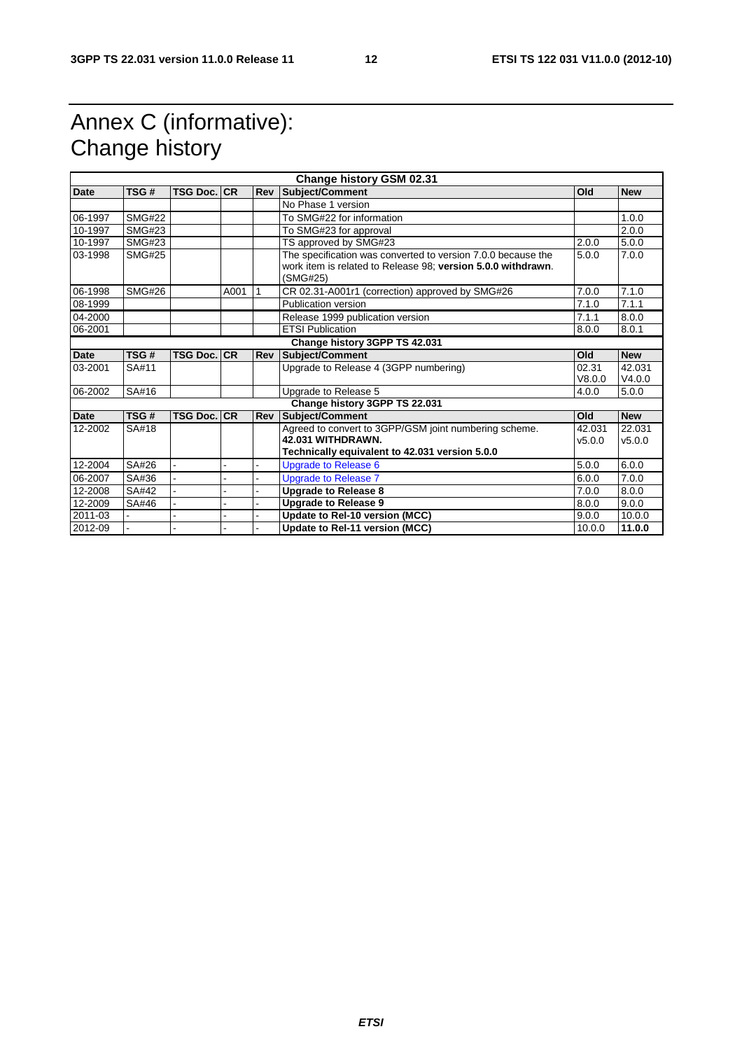# Annex C (informative): Change history

| Change history GSM 02.31 | | | | | | | |
|---|---|---|---|---|---|---|---|
| **Date** | **TSG #** | **TSG Doc.** | **CR** | **Rev** | **Subject/Comment** | **Old** | **New** |
| | | | | | No Phase 1 version | | |
| 06-1997 | SMG#22 | | | | To SMG#22 for information | | 1.0.0 |
| 10-1997 | SMG#23 | | | | To SMG#23 for approval | | 2.0.0 |
| 10-1997 | SMG#23 | | | | TS approved by SMG#23 | 2.0.0 | 5.0.0 |
| 03-1998 | SMG#25 | | | | The specification was converted to version 7.0.0 because the work item is related to Release 98; **version 5.0.0 withdrawn**. (SMG#25) | 5.0.0 | 7.0.0 |
| 06-1998 | SMG#26 | | A001 | 1 | CR 02.31-A001r1 (correction) approved by SMG#26 | 7.0.0 | 7.1.0 |
| 08-1999 | | | | | Publication version | 7.1.0 | 7.1.1 |
| 04-2000 | | | | | Release 1999 publication version | 7.1.1 | 8.0.0 |
| 06-2001 | | | | | ETSI Publication | 8.0.0 | 8.0.1 |
| **Change history 3GPP TS 42.031** | | | | | | | |
| **Date** | **TSG #** | **TSG Doc.** | **CR** | **Rev** | **Subject/Comment** | **Old** | **New** |
| 03-2001 | SA#11 | | | | Upgrade to Release 4 (3GPP numbering) | 02.31 V8.0.0 | 42.031 V4.0.0 |
| 06-2002 | SA#16 | | | | Upgrade to Release 5 | 4.0.0 | 5.0.0 |
| **Change history 3GPP TS 22.031** | | | | | | | |
| **Date** | **TSG #** | **TSG Doc.** | **CR** | **Rev** | **Subject/Comment** | **Old** | **New** |
| 12-2002 | SA#18 | | | | Agreed to convert to 3GPP/GSM joint numbering scheme. **42.031 WITHDRAWN. Technically equivalent to 42.031 version 5.0.0** | 42.031 v5.0.0 | 22.031 v5.0.0 |
| 12-2004 | SA#26 | - | - | - | Upgrade to Release 6 | 5.0.0 | 6.0.0 |
| 06-2007 | SA#36 | - | - | - | Upgrade to Release 7 | 6.0.0 | 7.0.0 |
| 12-2008 | SA#42 | - | - | - | **Upgrade to Release 8** | 7.0.0 | 8.0.0 |
| 12-2009 | SA#46 | - | - | - | **Upgrade to Release 9** | 8.0.0 | 9.0.0 |
| 2011-03 | - | - | - | - | **Update to Rel-10 version (MCC)** | 9.0.0 | 10.0.0 |
| 2012-09 | - | - | - | - | **Update to Rel-11 version (MCC)** | 10.0.0 | **11.0.0** |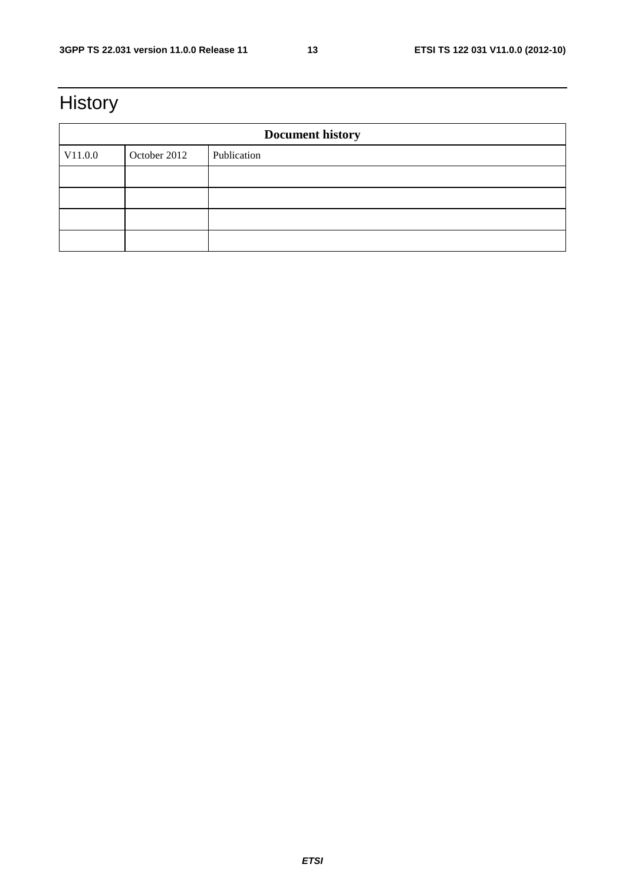# History

| Document history | | |
|---|---|---|
| V11.0.0 | October 2012 | Publication |
| | | |
| | | |
| | | |
| | | |